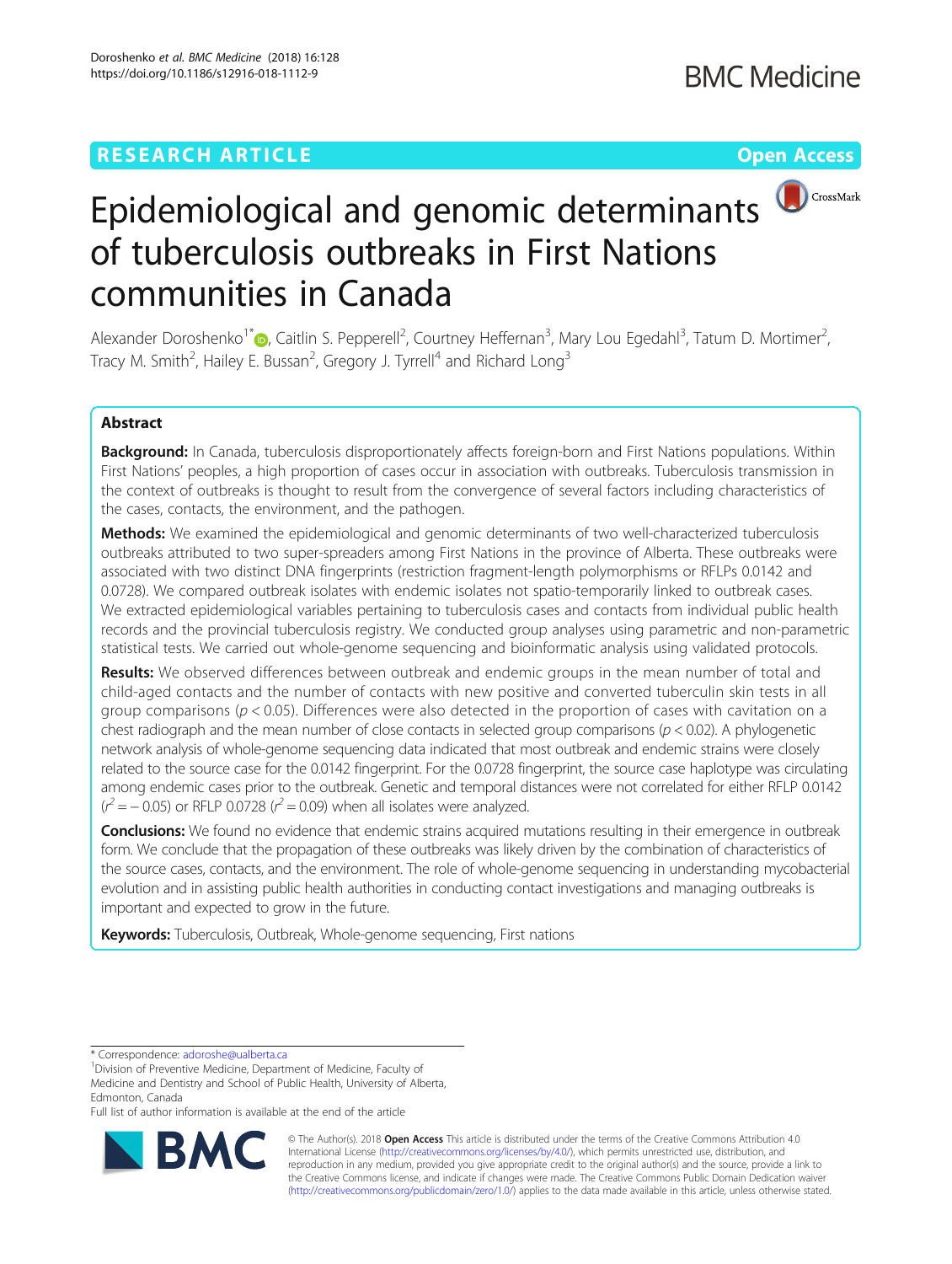RESEARCH ARTICLE

Open Access

# Epidemiological and genomic determinants of tuberculosis outbreaks in First Nations communities in Canada

Alexander Doroshenko[1*], Caitlin S. Pepperell[2], Courtney Heffernan[3], Mary Lou Egedahl[3], Tatum D. Mortimer[2], Tracy M. Smith[2], Hailey E. Bussan[2], Gregory J. Tyrrell[4] and Richard Long[3]

## Abstract

**Background:** In Canada, tuberculosis disproportionately affects foreign-born and First Nations populations. Within First Nations' peoples, a high proportion of cases occur in association with outbreaks. Tuberculosis transmission in the context of outbreaks is thought to result from the convergence of several factors including characteristics of the cases, contacts, the environment, and the pathogen.

**Methods:** We examined the epidemiological and genomic determinants of two well-characterized tuberculosis outbreaks attributed to two super-spreaders among First Nations in the province of Alberta. These outbreaks were associated with two distinct DNA fingerprints (restriction fragment-length polymorphisms or RFLPs 0.0142 and 0.0728). We compared outbreak isolates with endemic isolates not spatio-temporarily linked to outbreak cases. We extracted epidemiological variables pertaining to tuberculosis cases and contacts from individual public health records and the provincial tuberculosis registry. We conducted group analyses using parametric and non-parametric statistical tests. We carried out whole-genome sequencing and bioinformatic analysis using validated protocols.

**Results:** We observed differences between outbreak and endemic groups in the mean number of total and child-aged contacts and the number of contacts with new positive and converted tuberculin skin tests in all group comparisons ($p < 0.05$). Differences were also detected in the proportion of cases with cavitation on a chest radiograph and the mean number of close contacts in selected group comparisons ($p < 0.02$). A phylogenetic network analysis of whole-genome sequencing data indicated that most outbreak and endemic strains were closely related to the source case for the 0.0142 fingerprint. For the 0.0728 fingerprint, the source case haplotype was circulating among endemic cases prior to the outbreak. Genetic and temporal distances were not correlated for either RFLP 0.0142 ($r^2 = -0.05$) or RFLP 0.0728 ($r^2 = 0.09$) when all isolates were analyzed.

**Conclusions:** We found no evidence that endemic strains acquired mutations resulting in their emergence in outbreak form. We conclude that the propagation of these outbreaks was likely driven by the combination of characteristics of the source cases, contacts, and the environment. The role of whole-genome sequencing in understanding mycobacterial evolution and in assisting public health authorities in conducting contact investigations and managing outbreaks is important and expected to grow in the future.

**Keywords:** Tuberculosis, Outbreak, Whole-genome sequencing, First nations

\* Correspondence: adoroshe@ualberta.ca

[1]Division of Preventive Medicine, Department of Medicine, Faculty of Medicine and Dentistry and School of Public Health, University of Alberta, Edmonton, Canada

Full list of author information is available at the end of the article

© The Author(s). 2018 **Open Access** This article is distributed under the terms of the Creative Commons Attribution 4.0 International License (http://creativecommons.org/licenses/by/4.0/), which permits unrestricted use, distribution, and reproduction in any medium, provided you give appropriate credit to the original author(s) and the source, provide a link to the Creative Commons license, and indicate if changes were made. The Creative Commons Public Domain Dedication waiver (http://creativecommons.org/publicdomain/zero/1.0/) applies to the data made available in this article, unless otherwise stated.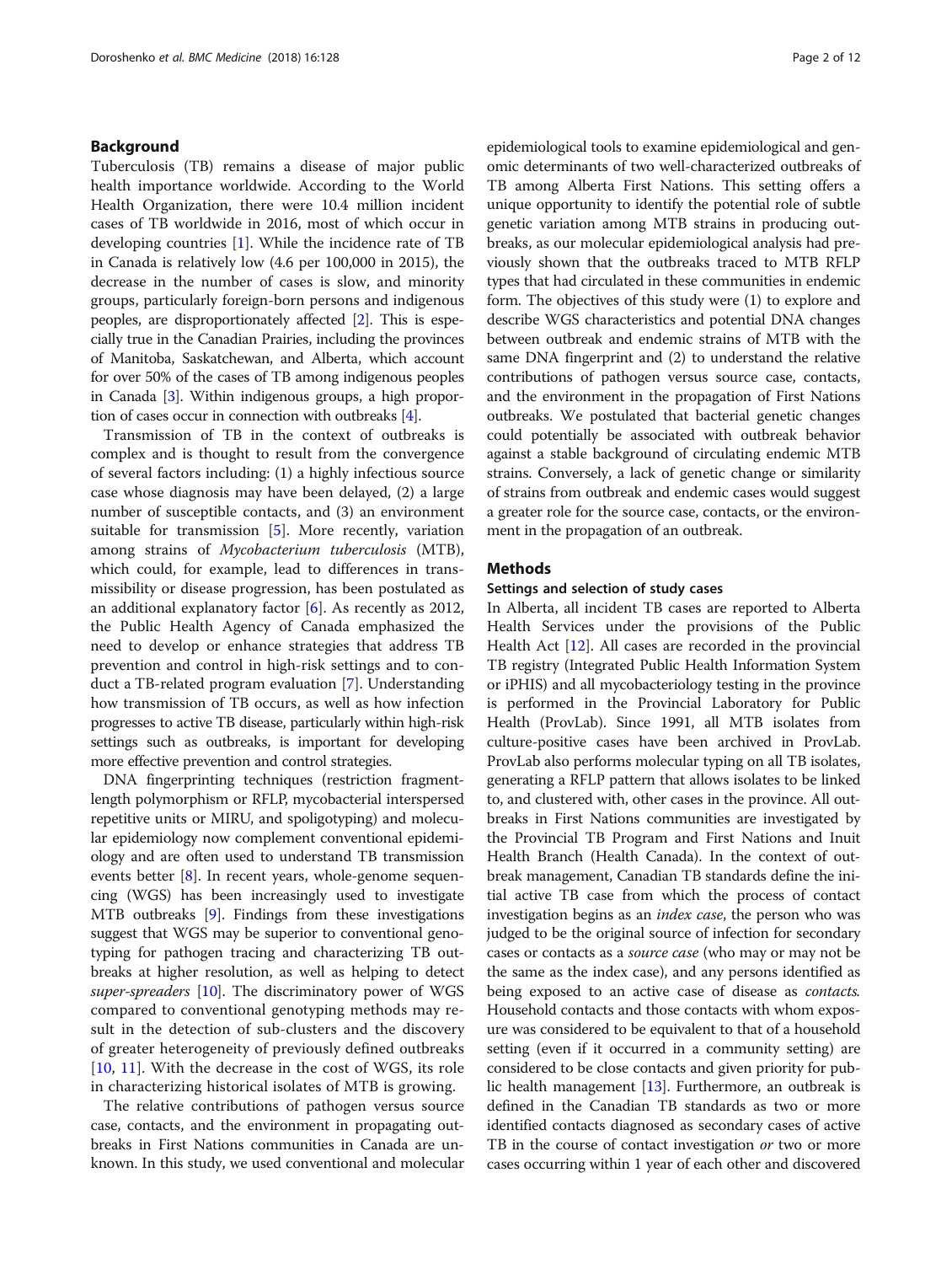## Background

Tuberculosis (TB) remains a disease of major public health importance worldwide. According to the World Health Organization, there were 10.4 million incident cases of TB worldwide in 2016, most of which occur in developing countries [1]. While the incidence rate of TB in Canada is relatively low (4.6 per 100,000 in 2015), the decrease in the number of cases is slow, and minority groups, particularly foreign-born persons and indigenous peoples, are disproportionately affected [2]. This is especially true in the Canadian Prairies, including the provinces of Manitoba, Saskatchewan, and Alberta, which account for over 50% of the cases of TB among indigenous peoples in Canada [3]. Within indigenous groups, a high proportion of cases occur in connection with outbreaks [4].

Transmission of TB in the context of outbreaks is complex and is thought to result from the convergence of several factors including: (1) a highly infectious source case whose diagnosis may have been delayed, (2) a large number of susceptible contacts, and (3) an environment suitable for transmission [5]. More recently, variation among strains of *Mycobacterium tuberculosis* (MTB), which could, for example, lead to differences in transmissibility or disease progression, has been postulated as an additional explanatory factor [6]. As recently as 2012, the Public Health Agency of Canada emphasized the need to develop or enhance strategies that address TB prevention and control in high-risk settings and to conduct a TB-related program evaluation [7]. Understanding how transmission of TB occurs, as well as how infection progresses to active TB disease, particularly within high-risk settings such as outbreaks, is important for developing more effective prevention and control strategies.

DNA fingerprinting techniques (restriction fragment-length polymorphism or RFLP, mycobacterial interspersed repetitive units or MIRU, and spoligotyping) and molecular epidemiology now complement conventional epidemiology and are often used to understand TB transmission events better [8]. In recent years, whole-genome sequencing (WGS) has been increasingly used to investigate MTB outbreaks [9]. Findings from these investigations suggest that WGS may be superior to conventional genotyping for pathogen tracing and characterizing TB outbreaks at higher resolution, as well as helping to detect *super-spreaders* [10]. The discriminatory power of WGS compared to conventional genotyping methods may result in the detection of sub-clusters and the discovery of greater heterogeneity of previously defined outbreaks [10, 11]. With the decrease in the cost of WGS, its role in characterizing historical isolates of MTB is growing.

The relative contributions of pathogen versus source case, contacts, and the environment in propagating outbreaks in First Nations communities in Canada are unknown. In this study, we used conventional and molecular epidemiological tools to examine epidemiological and genomic determinants of two well-characterized outbreaks of TB among Alberta First Nations. This setting offers a unique opportunity to identify the potential role of subtle genetic variation among MTB strains in producing outbreaks, as our molecular epidemiological analysis had previously shown that the outbreaks traced to MTB RFLP types that had circulated in these communities in endemic form. The objectives of this study were (1) to explore and describe WGS characteristics and potential DNA changes between outbreak and endemic strains of MTB with the same DNA fingerprint and (2) to understand the relative contributions of pathogen versus source case, contacts, and the environment in the propagation of First Nations outbreaks. We postulated that bacterial genetic changes could potentially be associated with outbreak behavior against a stable background of circulating endemic MTB strains. Conversely, a lack of genetic change or similarity of strains from outbreak and endemic cases would suggest a greater role for the source case, contacts, or the environment in the propagation of an outbreak.

## Methods

### Settings and selection of study cases

In Alberta, all incident TB cases are reported to Alberta Health Services under the provisions of the Public Health Act [12]. All cases are recorded in the provincial TB registry (Integrated Public Health Information System or iPHIS) and all mycobacteriology testing in the province is performed in the Provincial Laboratory for Public Health (ProvLab). Since 1991, all MTB isolates from culture-positive cases have been archived in ProvLab. ProvLab also performs molecular typing on all TB isolates, generating a RFLP pattern that allows isolates to be linked to, and clustered with, other cases in the province. All outbreaks in First Nations communities are investigated by the Provincial TB Program and First Nations and Inuit Health Branch (Health Canada). In the context of outbreak management, Canadian TB standards define the initial active TB case from which the process of contact investigation begins as an *index case*, the person who was judged to be the original source of infection for secondary cases or contacts as a *source case* (who may or may not be the same as the index case), and any persons identified as being exposed to an active case of disease as *contacts*. Household contacts and those contacts with whom exposure was considered to be equivalent to that of a household setting (even if it occurred in a community setting) are considered to be close contacts and given priority for public health management [13]. Furthermore, an outbreak is defined in the Canadian TB standards as two or more identified contacts diagnosed as secondary cases of active TB in the course of contact investigation *or* two or more cases occurring within 1 year of each other and discovered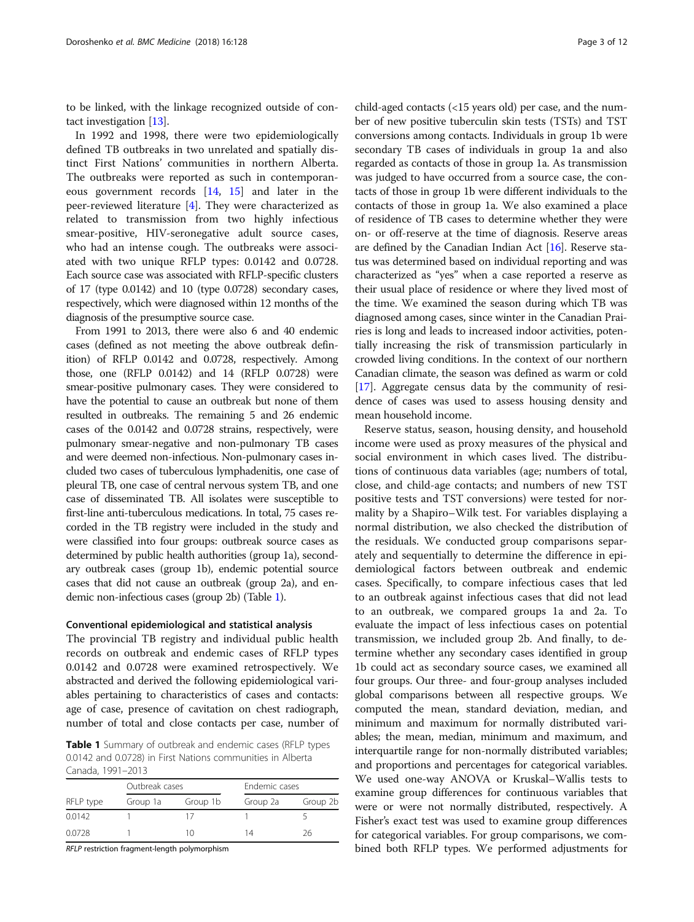to be linked, with the linkage recognized outside of contact investigation [13].

In 1992 and 1998, there were two epidemiologically defined TB outbreaks in two unrelated and spatially distinct First Nations' communities in northern Alberta. The outbreaks were reported as such in contemporaneous government records [14, 15] and later in the peer-reviewed literature [4]. They were characterized as related to transmission from two highly infectious smear-positive, HIV-seronegative adult source cases, who had an intense cough. The outbreaks were associated with two unique RFLP types: 0.0142 and 0.0728. Each source case was associated with RFLP-specific clusters of 17 (type 0.0142) and 10 (type 0.0728) secondary cases, respectively, which were diagnosed within 12 months of the diagnosis of the presumptive source case.

From 1991 to 2013, there were also 6 and 40 endemic cases (defined as not meeting the above outbreak definition) of RFLP 0.0142 and 0.0728, respectively. Among those, one (RFLP 0.0142) and 14 (RFLP 0.0728) were smear-positive pulmonary cases. They were considered to have the potential to cause an outbreak but none of them resulted in outbreaks. The remaining 5 and 26 endemic cases of the 0.0142 and 0.0728 strains, respectively, were pulmonary smear-negative and non-pulmonary TB cases and were deemed non-infectious. Non-pulmonary cases included two cases of tuberculous lymphadenitis, one case of pleural TB, one case of central nervous system TB, and one case of disseminated TB. All isolates were susceptible to first-line anti-tuberculous medications. In total, 75 cases recorded in the TB registry were included in the study and were classified into four groups: outbreak source cases as determined by public health authorities (group 1a), secondary outbreak cases (group 1b), endemic potential source cases that did not cause an outbreak (group 2a), and endemic non-infectious cases (group 2b) (Table 1).

**Table 1** Summary of outbreak and endemic cases (RFLP types 0.0142 and 0.0728) in First Nations communities in Alberta Canada, 1991–2013

| RFLP type | Outbreak cases | | Endemic cases | |
|---|---|---|---|---|
| | Group 1a | Group 1b | Group 2a | Group 2b |
| 0.0142 | 1 | 17 | 1 | 5 |
| 0.0728 | 1 | 10 | 14 | 26 |

*RFLP* restriction fragment-length polymorphism

### Conventional epidemiological and statistical analysis

The provincial TB registry and individual public health records on outbreak and endemic cases of RFLP types 0.0142 and 0.0728 were examined retrospectively. We abstracted and derived the following epidemiological variables pertaining to characteristics of cases and contacts: age of case, presence of cavitation on chest radiograph, number of total and close contacts per case, number of child-aged contacts (<15 years old) per case, and the number of new positive tuberculin skin tests (TSTs) and TST conversions among contacts. Individuals in group 1b were secondary TB cases of individuals in group 1a and also regarded as contacts of those in group 1a. As transmission was judged to have occurred from a source case, the contacts of those in group 1b were different individuals to the contacts of those in group 1a. We also examined a place of residence of TB cases to determine whether they were on- or off-reserve at the time of diagnosis. Reserve areas are defined by the Canadian Indian Act [16]. Reserve status was determined based on individual reporting and was characterized as "yes" when a case reported a reserve as their usual place of residence or where they lived most of the time. We examined the season during which TB was diagnosed among cases, since winter in the Canadian Prairies is long and leads to increased indoor activities, potentially increasing the risk of transmission particularly in crowded living conditions. In the context of our northern Canadian climate, the season was defined as warm or cold [17]. Aggregate census data by the community of residence of cases was used to assess housing density and mean household income.

Reserve status, season, housing density, and household income were used as proxy measures of the physical and social environment in which cases lived. The distributions of continuous data variables (age; numbers of total, close, and child-age contacts; and numbers of new TST positive tests and TST conversions) were tested for normality by a Shapiro–Wilk test. For variables displaying a normal distribution, we also checked the distribution of the residuals. We conducted group comparisons separately and sequentially to determine the difference in epidemiological factors between outbreak and endemic cases. Specifically, to compare infectious cases that led to an outbreak against infectious cases that did not lead to an outbreak, we compared groups 1a and 2a. To evaluate the impact of less infectious cases on potential transmission, we included group 2b. And finally, to determine whether any secondary cases identified in group 1b could act as secondary source cases, we examined all four groups. Our three- and four-group analyses included global comparisons between all respective groups. We computed the mean, standard deviation, median, and minimum and maximum for normally distributed variables; the mean, median, minimum and maximum, and interquartile range for non-normally distributed variables; and proportions and percentages for categorical variables. We used one-way ANOVA or Kruskal–Wallis tests to examine group differences for continuous variables that were or were not normally distributed, respectively. A Fisher's exact test was used to examine group differences for categorical variables. For group comparisons, we combined both RFLP types. We performed adjustments for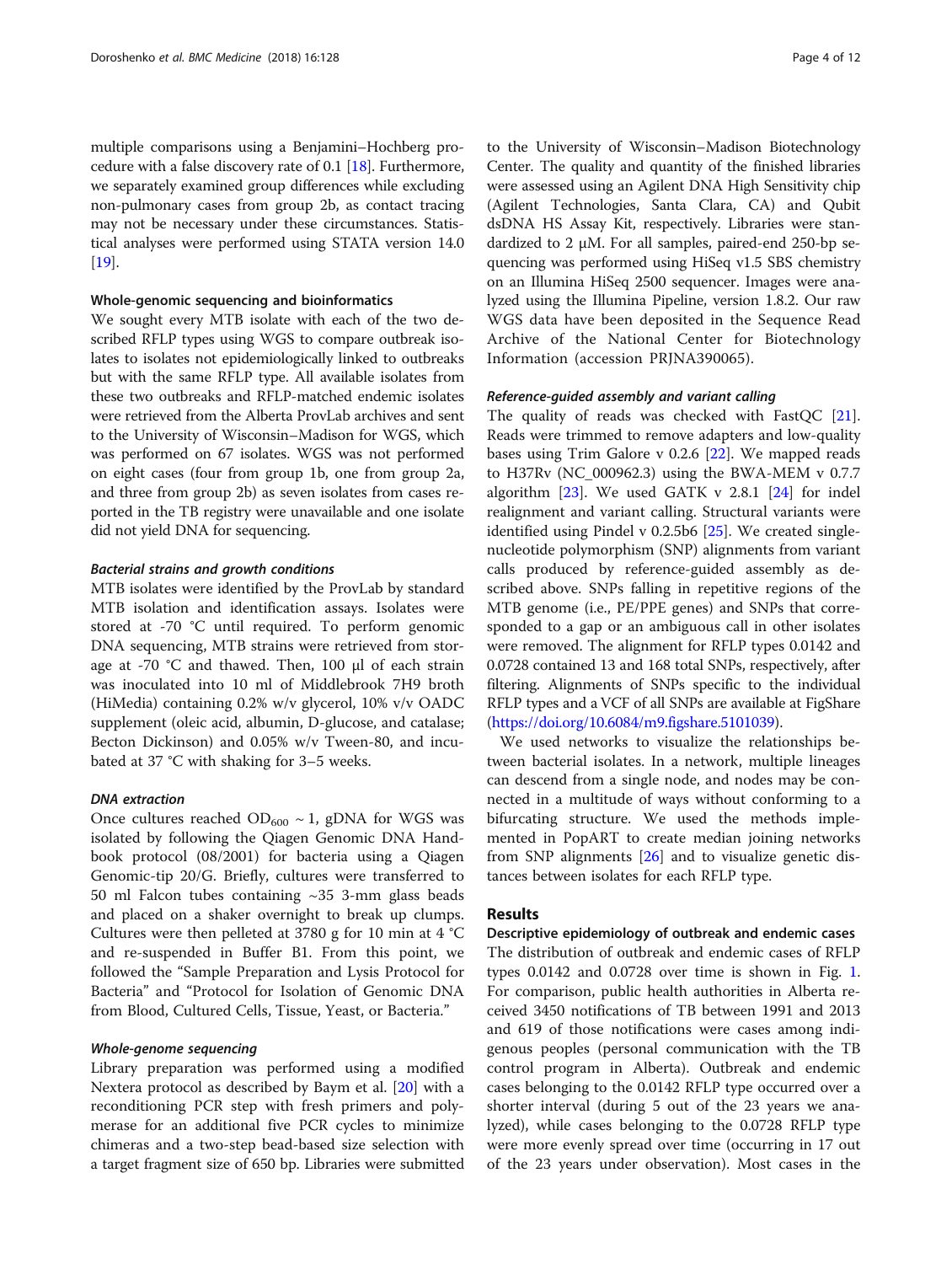multiple comparisons using a Benjamini–Hochberg procedure with a false discovery rate of 0.1 [18]. Furthermore, we separately examined group differences while excluding non-pulmonary cases from group 2b, as contact tracing may not be necessary under these circumstances. Statistical analyses were performed using STATA version 14.0 [19].

#### Whole-genomic sequencing and bioinformatics

We sought every MTB isolate with each of the two described RFLP types using WGS to compare outbreak isolates to isolates not epidemiologically linked to outbreaks but with the same RFLP type. All available isolates from these two outbreaks and RFLP-matched endemic isolates were retrieved from the Alberta ProvLab archives and sent to the University of Wisconsin–Madison for WGS, which was performed on 67 isolates. WGS was not performed on eight cases (four from group 1b, one from group 2a, and three from group 2b) as seven isolates from cases reported in the TB registry were unavailable and one isolate did not yield DNA for sequencing.

##### *Bacterial strains and growth conditions*

MTB isolates were identified by the ProvLab by standard MTB isolation and identification assays. Isolates were stored at -70 °C until required. To perform genomic DNA sequencing, MTB strains were retrieved from storage at -70 °C and thawed. Then, 100 μl of each strain was inoculated into 10 ml of Middlebrook 7H9 broth (HiMedia) containing 0.2% w/v glycerol, 10% v/v OADC supplement (oleic acid, albumin, D-glucose, and catalase; Becton Dickinson) and 0.05% w/v Tween-80, and incubated at 37 °C with shaking for 3–5 weeks.

##### *DNA extraction*

Once cultures reached $OD_{600}$ ~ 1, gDNA for WGS was isolated by following the Qiagen Genomic DNA Handbook protocol (08/2001) for bacteria using a Qiagen Genomic-tip 20/G. Briefly, cultures were transferred to 50 ml Falcon tubes containing ~35 3-mm glass beads and placed on a shaker overnight to break up clumps. Cultures were then pelleted at 3780 g for 10 min at 4 °C and re-suspended in Buffer B1. From this point, we followed the "Sample Preparation and Lysis Protocol for Bacteria" and "Protocol for Isolation of Genomic DNA from Blood, Cultured Cells, Tissue, Yeast, or Bacteria."

##### *Whole-genome sequencing*

Library preparation was performed using a modified Nextera protocol as described by Baym et al. [20] with a reconditioning PCR step with fresh primers and polymerase for an additional five PCR cycles to minimize chimeras and a two-step bead-based size selection with a target fragment size of 650 bp. Libraries were submitted to the University of Wisconsin–Madison Biotechnology Center. The quality and quantity of the finished libraries were assessed using an Agilent DNA High Sensitivity chip (Agilent Technologies, Santa Clara, CA) and Qubit dsDNA HS Assay Kit, respectively. Libraries were standardized to 2 μM. For all samples, paired-end 250-bp sequencing was performed using HiSeq v1.5 SBS chemistry on an Illumina HiSeq 2500 sequencer. Images were analyzed using the Illumina Pipeline, version 1.8.2. Our raw WGS data have been deposited in the Sequence Read Archive of the National Center for Biotechnology Information (accession PRJNA390065).

##### *Reference-guided assembly and variant calling*

The quality of reads was checked with FastQC [21]. Reads were trimmed to remove adapters and low-quality bases using Trim Galore v 0.2.6 [22]. We mapped reads to H37Rv (NC_000962.3) using the BWA-MEM v 0.7.7 algorithm [23]. We used GATK v 2.8.1 [24] for indel realignment and variant calling. Structural variants were identified using Pindel v 0.2.5b6 [25]. We created single-nucleotide polymorphism (SNP) alignments from variant calls produced by reference-guided assembly as described above. SNPs falling in repetitive regions of the MTB genome (i.e., PE/PPE genes) and SNPs that corresponded to a gap or an ambiguous call in other isolates were removed. The alignment for RFLP types 0.0142 and 0.0728 contained 13 and 168 total SNPs, respectively, after filtering. Alignments of SNPs specific to the individual RFLP types and a VCF of all SNPs are available at FigShare (https://doi.org/10.6084/m9.figshare.5101039).

We used networks to visualize the relationships between bacterial isolates. In a network, multiple lineages can descend from a single node, and nodes may be connected in a multitude of ways without conforming to a bifurcating structure. We used the methods implemented in PopART to create median joining networks from SNP alignments [26] and to visualize genetic distances between isolates for each RFLP type.

## Results

#### Descriptive epidemiology of outbreak and endemic cases

The distribution of outbreak and endemic cases of RFLP types 0.0142 and 0.0728 over time is shown in Fig. 1. For comparison, public health authorities in Alberta received 3450 notifications of TB between 1991 and 2013 and 619 of those notifications were cases among indigenous peoples (personal communication with the TB control program in Alberta). Outbreak and endemic cases belonging to the 0.0142 RFLP type occurred over a shorter interval (during 5 out of the 23 years we analyzed), while cases belonging to the 0.0728 RFLP type were more evenly spread over time (occurring in 17 out of the 23 years under observation). Most cases in the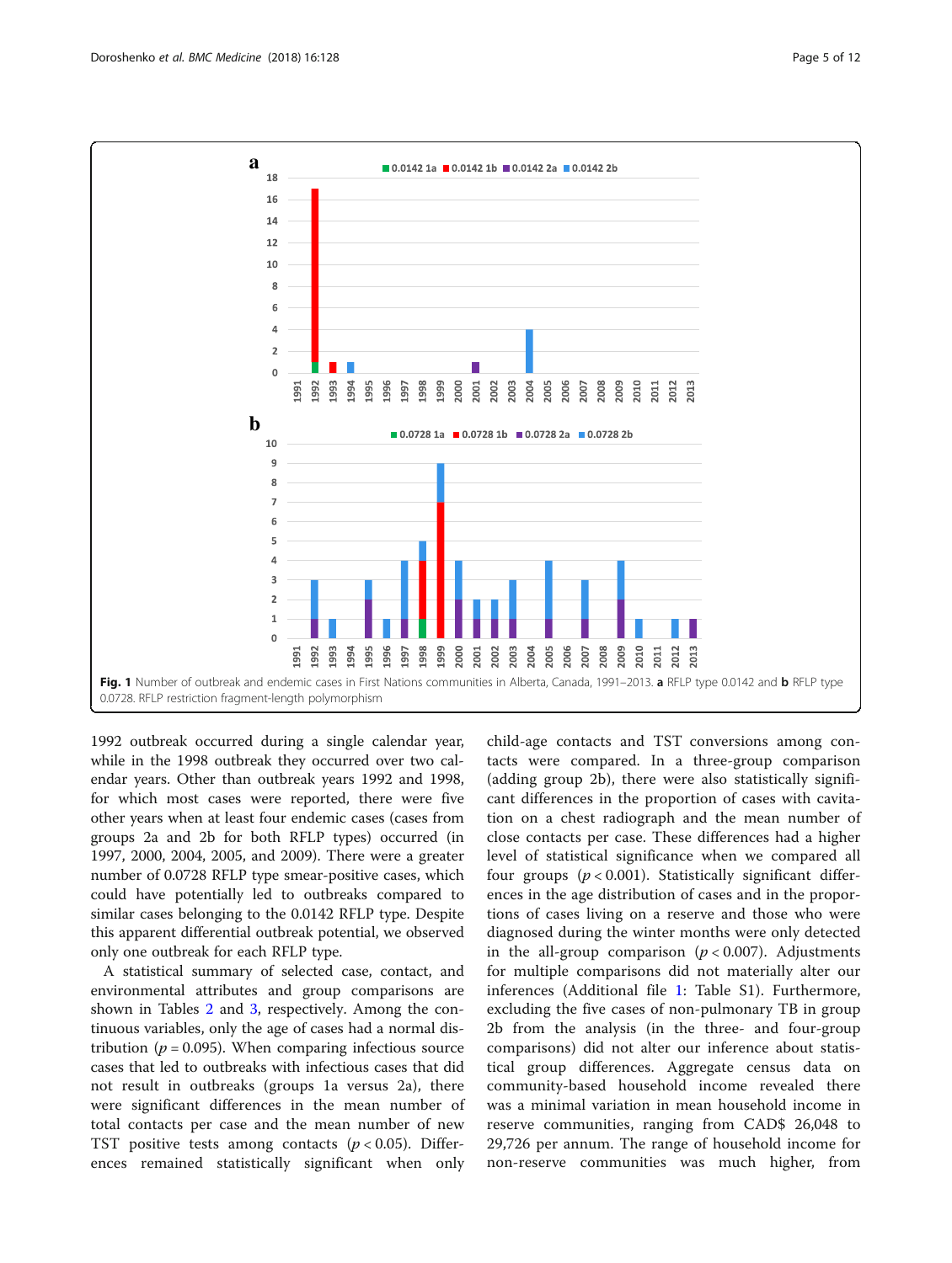**Fig. 1** Number of outbreak and endemic cases in First Nations communities in Alberta, Canada, 1991–2013. **a** RFLP type 0.0142 and **b** RFLP type 0.0728. RFLP restriction fragment-length polymorphism

1992 outbreak occurred during a single calendar year, while in the 1998 outbreak they occurred over two calendar years. Other than outbreak years 1992 and 1998, for which most cases were reported, there were five other years when at least four endemic cases (cases from groups 2a and 2b for both RFLP types) occurred (in 1997, 2000, 2004, 2005, and 2009). There were a greater number of 0.0728 RFLP type smear-positive cases, which could have potentially led to outbreaks compared to similar cases belonging to the 0.0142 RFLP type. Despite this apparent differential outbreak potential, we observed only one outbreak for each RFLP type.

A statistical summary of selected case, contact, and environmental attributes and group comparisons are shown in Tables 2 and 3, respectively. Among the continuous variables, only the age of cases had a normal distribution ($p = 0.095$). When comparing infectious source cases that led to outbreaks with infectious cases that did not result in outbreaks (groups 1a versus 2a), there were significant differences in the mean number of total contacts per case and the mean number of new TST positive tests among contacts ($p < 0.05$). Differences remained statistically significant when only child-age contacts and TST conversions among contacts were compared. In a three-group comparison (adding group 2b), there were also statistically significant differences in the proportion of cases with cavitation on a chest radiograph and the mean number of close contacts per case. These differences had a higher level of statistical significance when we compared all four groups ($p < 0.001$). Statistically significant differences in the age distribution of cases and in the proportions of cases living on a reserve and those who were diagnosed during the winter months were only detected in the all-group comparison ($p < 0.007$). Adjustments for multiple comparisons did not materially alter our inferences (Additional file 1: Table S1). Furthermore, excluding the five cases of non-pulmonary TB in group 2b from the analysis (in the three- and four-group comparisons) did not alter our inference about statistical group differences. Aggregate census data on community-based household income revealed there was a minimal variation in mean household income in reserve communities, ranging from CAD$ 26,048 to 29,726 per annum. The range of household income for non-reserve communities was much higher, from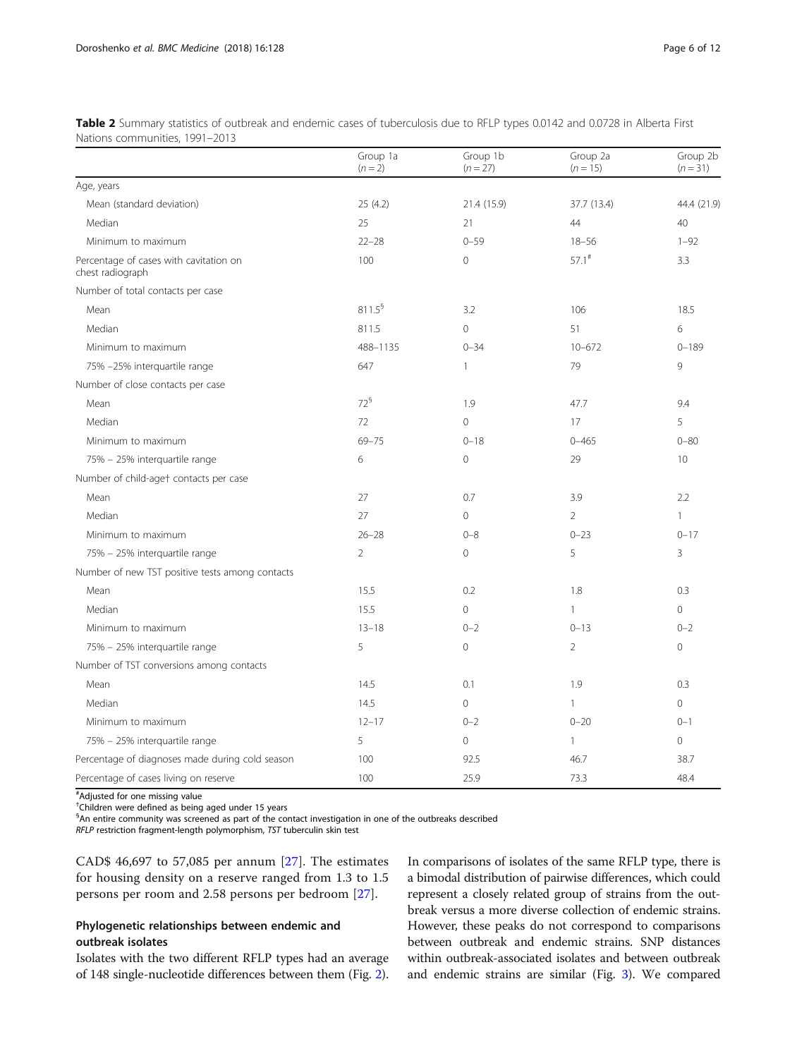**Table 2** Summary statistics of outbreak and endemic cases of tuberculosis due to RFLP types 0.0142 and 0.0728 in Alberta First Nations communities, 1991–2013

| | Group 1a ($n = 2$) | Group 1b ($n = 27$) | Group 2a ($n = 15$) | Group 2b ($n = 31$) |
|---|---|---|---|---|
| Age, years | | | | |
| Mean (standard deviation) | 25 (4.2) | 21.4 (15.9) | 37.7 (13.4) | 44.4 (21.9) |
| Median | 25 | 21 | 44 | 40 |
| Minimum to maximum | 22–28 | 0–59 | 18–56 | 1–92 |
| Percentage of cases with cavitation on chest radiograph | 100 | 0 | 57.1[#] | 3.3 |
| Number of total contacts per case | | | | |
| Mean | 811.5[§] | 3.2 | 106 | 18.5 |
| Median | 811.5 | 0 | 51 | 6 |
| Minimum to maximum | 488–1135 | 0–34 | 10–672 | 0–189 |
| 75% –25% interquartile range | 647 | 1 | 79 | 9 |
| Number of close contacts per case | | | | |
| Mean | 72[§] | 1.9 | 47.7 | 9.4 |
| Median | 72 | 0 | 17 | 5 |
| Minimum to maximum | 69–75 | 0–18 | 0–465 | 0–80 |
| 75% – 25% interquartile range | 6 | 0 | 29 | 10 |
| Number of child-age† contacts per case | | | | |
| Mean | 27 | 0.7 | 3.9 | 2.2 |
| Median | 27 | 0 | 2 | 1 |
| Minimum to maximum | 26–28 | 0–8 | 0–23 | 0–17 |
| 75% – 25% interquartile range | 2 | 0 | 5 | 3 |
| Number of new TST positive tests among contacts | | | | |
| Mean | 15.5 | 0.2 | 1.8 | 0.3 |
| Median | 15.5 | 0 | 1 | 0 |
| Minimum to maximum | 13–18 | 0–2 | 0–13 | 0–2 |
| 75% – 25% interquartile range | 5 | 0 | 2 | 0 |
| Number of TST conversions among contacts | | | | |
| Mean | 14.5 | 0.1 | 1.9 | 0.3 |
| Median | 14.5 | 0 | 1 | 0 |
| Minimum to maximum | 12–17 | 0–2 | 0–20 | 0–1 |
| 75% – 25% interquartile range | 5 | 0 | 1 | 0 |
| Percentage of diagnoses made during cold season | 100 | 92.5 | 46.7 | 38.7 |
| Percentage of cases living on reserve | 100 | 25.9 | 73.3 | 48.4 |

[#]Adjusted for one missing value
[†]Children were defined as being aged under 15 years
[§]An entire community was screened as part of the contact investigation in one of the outbreaks described
*RFLP* restriction fragment-length polymorphism, *TST* tuberculin skin test

CAD$ 46,697 to 57,085 per annum [27]. The estimates for housing density on a reserve ranged from 1.3 to 1.5 persons per room and 2.58 persons per bedroom [27].

## Phylogenetic relationships between endemic and outbreak isolates

Isolates with the two different RFLP types had an average of 148 single-nucleotide differences between them (Fig. 2). In comparisons of isolates of the same RFLP type, there is a bimodal distribution of pairwise differences, which could represent a closely related group of strains from the outbreak versus a more diverse collection of endemic strains. However, these peaks do not correspond to comparisons between outbreak and endemic strains. SNP distances within outbreak-associated isolates and between outbreak and endemic strains are similar (Fig. 3). We compared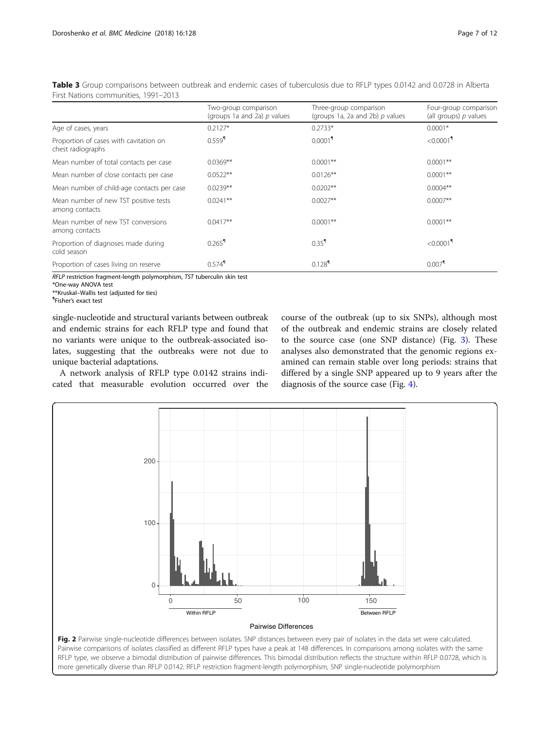**Table 3** Group comparisons between outbreak and endemic cases of tuberculosis due to RFLP types 0.0142 and 0.0728 in Alberta First Nations communities, 1991–2013

| | Two-group comparison (groups 1a and 2a) *p* values | Three-group comparison (groups 1a, 2a and 2b) *p* values | Four-group comparison (all groups) *p* values |
|---|---|---|---|
| Age of cases, years | 0.2127* | 0.2733* | 0.0001* |
| Proportion of cases with cavitation on chest radiographs | 0.559¶ | 0.0001¶ | <0.0001¶ |
| Mean number of total contacts per case | 0.0369** | 0.0001** | 0.0001** |
| Mean number of close contacts per case | 0.0522** | 0.0126** | 0.0001** |
| Mean number of child-age contacts per case | 0.0239** | 0.0202** | 0.0004** |
| Mean number of new TST positive tests among contacts | 0.0241** | 0.0027** | 0.0007** |
| Mean number of new TST conversions among contacts | 0.0417** | 0.0001** | 0.0001** |
| Proportion of diagnoses made during cold season | 0.265¶ | 0.35¶ | <0.0001¶ |
| Proportion of cases living on reserve | 0.574¶ | 0.128¶ | 0.007¶ |

*RFLP* restriction fragment-length polymorphism, *TST* tuberculin skin test
*One-way ANOVA test
**Kruskal–Wallis test (adjusted for ties)
¶Fisher's exact test

single-nucleotide and structural variants between outbreak and endemic strains for each RFLP type and found that no variants were unique to the outbreak-associated isolates, suggesting that the outbreaks were not due to unique bacterial adaptations.

A network analysis of RFLP type 0.0142 strains indicated that measurable evolution occurred over the course of the outbreak (up to six SNPs), although most of the outbreak and endemic strains are closely related to the source case (one SNP distance) (Fig. 3). These analyses also demonstrated that the genomic regions examined can remain stable over long periods: strains that differed by a single SNP appeared up to 9 years after the diagnosis of the source case (Fig. 4).

**Fig. 2** Pairwise single-nucleotide differences between isolates. SNP distances between every pair of isolates in the data set were calculated. Pairwise comparisons of isolates classified as different RFLP types have a peak at 148 differences. In comparisons among isolates with the same RFLP type, we observe a bimodal distribution of pairwise differences. This bimodal distribution reflects the structure within RFLP 0.0728, which is more genetically diverse than RFLP 0.0142. RFLP restriction fragment-length polymorphism, SNP single-nucleotide polymorphism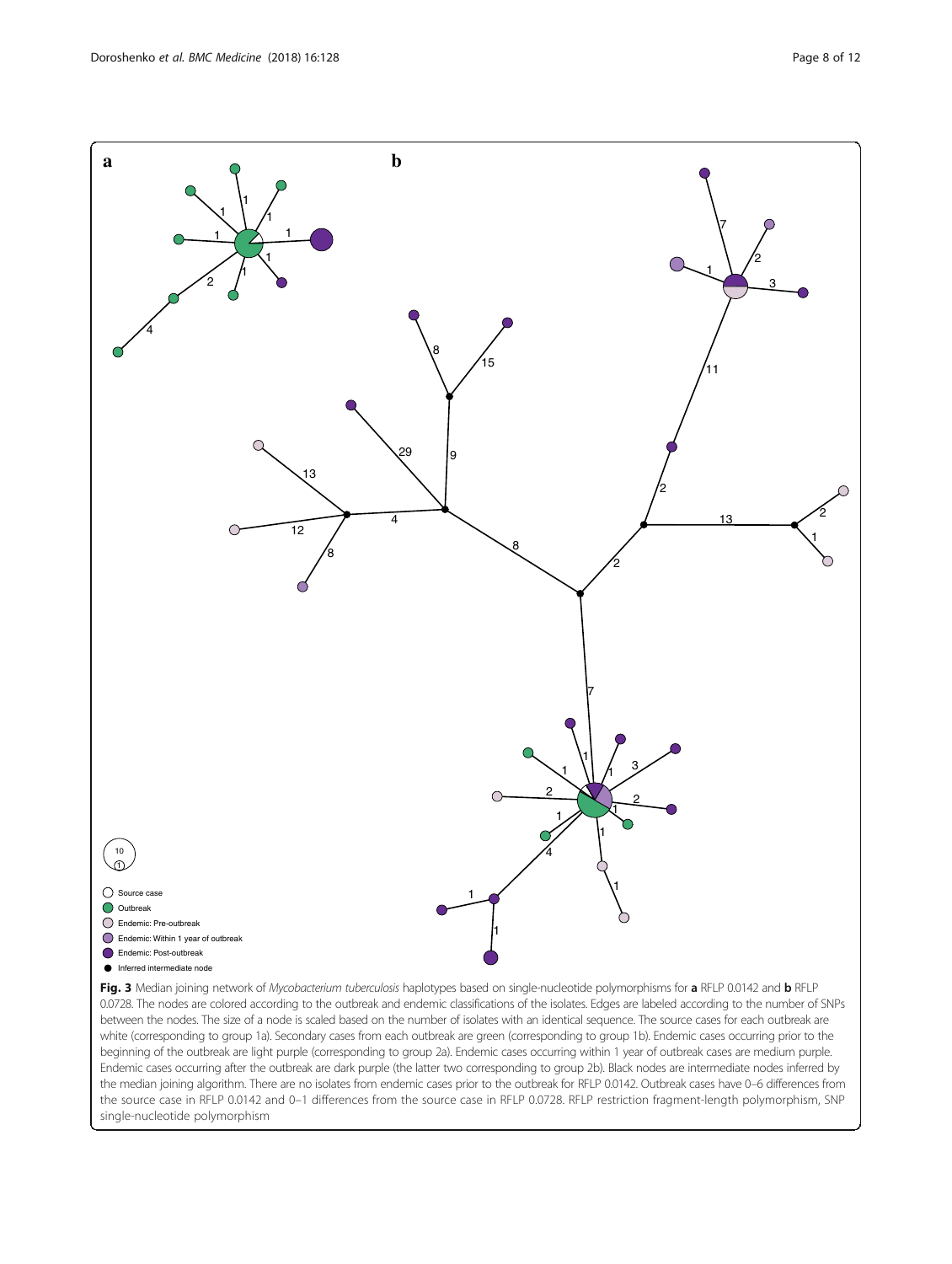Fig. 3 Median joining network of *Mycobacterium tuberculosis* haplotypes based on single-nucleotide polymorphisms for **a** RFLP 0.0142 and **b** RFLP 0.0728. The nodes are colored according to the outbreak and endemic classifications of the isolates. Edges are labeled according to the number of SNPs between the nodes. The size of a node is scaled based on the number of isolates with an identical sequence. The source cases for each outbreak are white (corresponding to group 1a). Secondary cases from each outbreak are green (corresponding to group 1b). Endemic cases occurring prior to the beginning of the outbreak are light purple (corresponding to group 2a). Endemic cases occurring within 1 year of outbreak cases are medium purple. Endemic cases occurring after the outbreak are dark purple (the latter two corresponding to group 2b). Black nodes are intermediate nodes inferred by the median joining algorithm. There are no isolates from endemic cases prior to the outbreak for RFLP 0.0142. Outbreak cases have 0–6 differences from the source case in RFLP 0.0142 and 0–1 differences from the source case in RFLP 0.0728. RFLP restriction fragment-length polymorphism, SNP single-nucleotide polymorphism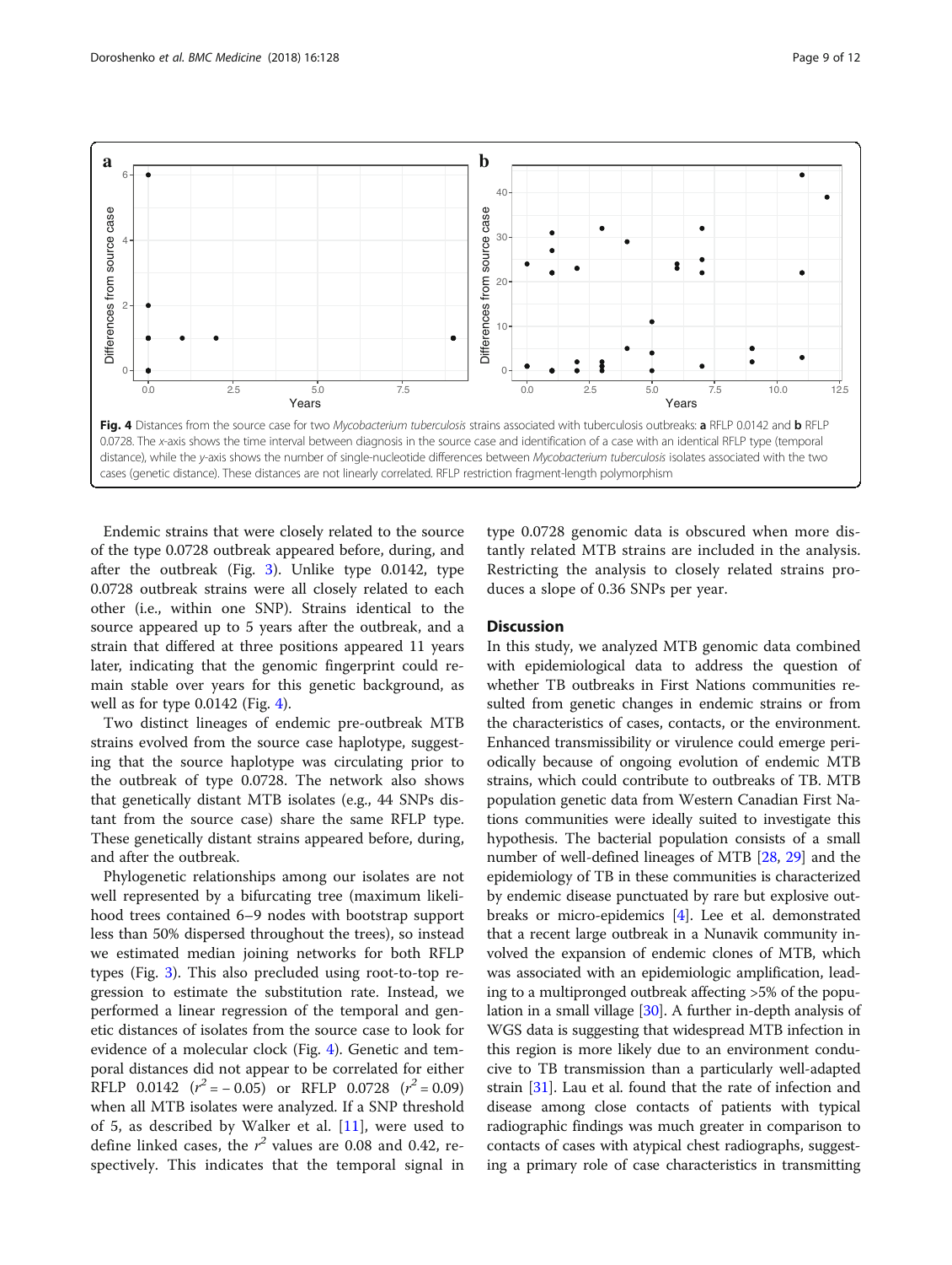**Fig. 4** Distances from the source case for two *Mycobacterium tuberculosis* strains associated with tuberculosis outbreaks: **a** RFLP 0.0142 and **b** RFLP 0.0728. The *x*-axis shows the time interval between diagnosis in the source case and identification of a case with an identical RFLP type (temporal distance), while the *y*-axis shows the number of single-nucleotide differences between *Mycobacterium tuberculosis* isolates associated with the two cases (genetic distance). These distances are not linearly correlated. RFLP restriction fragment-length polymorphism

Endemic strains that were closely related to the source of the type 0.0728 outbreak appeared before, during, and after the outbreak (Fig. 3). Unlike type 0.0142, type 0.0728 outbreak strains were all closely related to each other (i.e., within one SNP). Strains identical to the source appeared up to 5 years after the outbreak, and a strain that differed at three positions appeared 11 years later, indicating that the genomic fingerprint could remain stable over years for this genetic background, as well as for type 0.0142 (Fig. 4).

Two distinct lineages of endemic pre-outbreak MTB strains evolved from the source case haplotype, suggesting that the source haplotype was circulating prior to the outbreak of type 0.0728. The network also shows that genetically distant MTB isolates (e.g., 44 SNPs distant from the source case) share the same RFLP type. These genetically distant strains appeared before, during, and after the outbreak.

Phylogenetic relationships among our isolates are not well represented by a bifurcating tree (maximum likelihood trees contained 6–9 nodes with bootstrap support less than 50% dispersed throughout the trees), so instead we estimated median joining networks for both RFLP types (Fig. 3). This also precluded using root-to-top regression to estimate the substitution rate. Instead, we performed a linear regression of the temporal and genetic distances of isolates from the source case to look for evidence of a molecular clock (Fig. 4). Genetic and temporal distances did not appear to be correlated for either RFLP 0.0142 ($r^2 = -0.05$) or RFLP 0.0728 ($r^2 = 0.09$) when all MTB isolates were analyzed. If a SNP threshold of 5, as described by Walker et al. [11], were used to define linked cases, the $r^2$ values are 0.08 and 0.42, respectively. This indicates that the temporal signal in type 0.0728 genomic data is obscured when more distantly related MTB strains are included in the analysis. Restricting the analysis to closely related strains produces a slope of 0.36 SNPs per year.

## Discussion

In this study, we analyzed MTB genomic data combined with epidemiological data to address the question of whether TB outbreaks in First Nations communities resulted from genetic changes in endemic strains or from the characteristics of cases, contacts, or the environment. Enhanced transmissibility or virulence could emerge periodically because of ongoing evolution of endemic MTB strains, which could contribute to outbreaks of TB. MTB population genetic data from Western Canadian First Nations communities were ideally suited to investigate this hypothesis. The bacterial population consists of a small number of well-defined lineages of MTB [28, 29] and the epidemiology of TB in these communities is characterized by endemic disease punctuated by rare but explosive outbreaks or micro-epidemics [4]. Lee et al. demonstrated that a recent large outbreak in a Nunavik community involved the expansion of endemic clones of MTB, which was associated with an epidemiologic amplification, leading to a multipronged outbreak affecting >5% of the population in a small village [30]. A further in-depth analysis of WGS data is suggesting that widespread MTB infection in this region is more likely due to an environment conducive to TB transmission than a particularly well-adapted strain [31]. Lau et al. found that the rate of infection and disease among close contacts of patients with typical radiographic findings was much greater in comparison to contacts of cases with atypical chest radiographs, suggesting a primary role of case characteristics in transmitting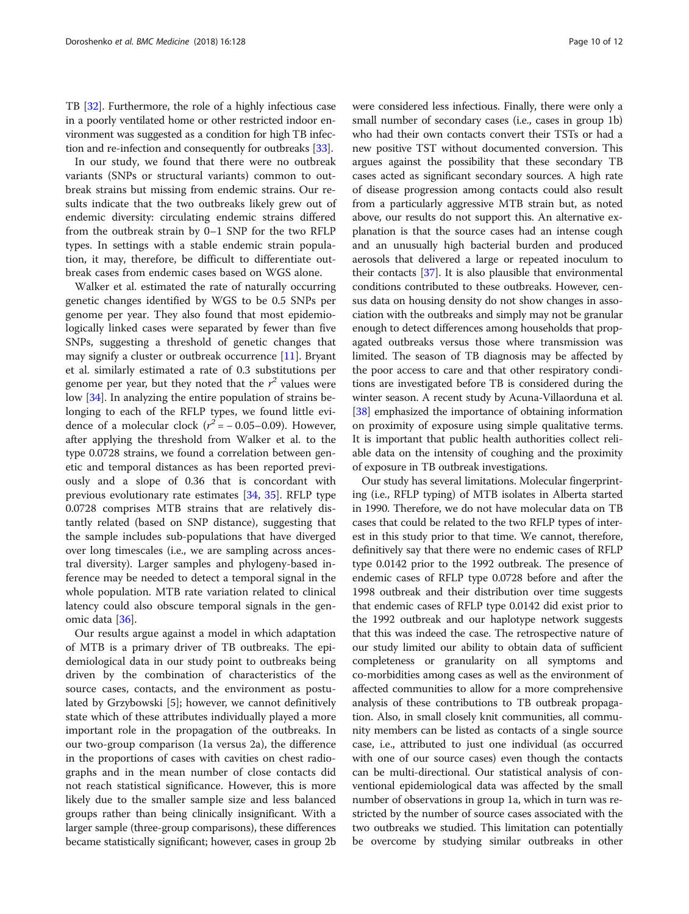TB [32]. Furthermore, the role of a highly infectious case in a poorly ventilated home or other restricted indoor environment was suggested as a condition for high TB infection and re-infection and consequently for outbreaks [33].

In our study, we found that there were no outbreak variants (SNPs or structural variants) common to outbreak strains but missing from endemic strains. Our results indicate that the two outbreaks likely grew out of endemic diversity: circulating endemic strains differed from the outbreak strain by 0–1 SNP for the two RFLP types. In settings with a stable endemic strain population, it may, therefore, be difficult to differentiate outbreak cases from endemic cases based on WGS alone.

Walker et al. estimated the rate of naturally occurring genetic changes identified by WGS to be 0.5 SNPs per genome per year. They also found that most epidemiologically linked cases were separated by fewer than five SNPs, suggesting a threshold of genetic changes that may signify a cluster or outbreak occurrence [11]. Bryant et al. similarly estimated a rate of 0.3 substitutions per genome per year, but they noted that the $r^2$ values were low [34]. In analyzing the entire population of strains belonging to each of the RFLP types, we found little evidence of a molecular clock ($r^2 = -0.05$–$0.09$). However, after applying the threshold from Walker et al. to the type 0.0728 strains, we found a correlation between genetic and temporal distances as has been reported previously and a slope of 0.36 that is concordant with previous evolutionary rate estimates [34, 35]. RFLP type 0.0728 comprises MTB strains that are relatively distantly related (based on SNP distance), suggesting that the sample includes sub-populations that have diverged over long timescales (i.e., we are sampling across ancestral diversity). Larger samples and phylogeny-based inference may be needed to detect a temporal signal in the whole population. MTB rate variation related to clinical latency could also obscure temporal signals in the genomic data [36].

Our results argue against a model in which adaptation of MTB is a primary driver of TB outbreaks. The epidemiological data in our study point to outbreaks being driven by the combination of characteristics of the source cases, contacts, and the environment as postulated by Grzybowski [5]; however, we cannot definitively state which of these attributes individually played a more important role in the propagation of the outbreaks. In our two-group comparison (1a versus 2a), the difference in the proportions of cases with cavities on chest radiographs and in the mean number of close contacts did not reach statistical significance. However, this is more likely due to the smaller sample size and less balanced groups rather than being clinically insignificant. With a larger sample (three-group comparisons), these differences became statistically significant; however, cases in group 2b were considered less infectious. Finally, there were only a small number of secondary cases (i.e., cases in group 1b) who had their own contacts convert their TSTs or had a new positive TST without documented conversion. This argues against the possibility that these secondary TB cases acted as significant secondary sources. A high rate of disease progression among contacts could also result from a particularly aggressive MTB strain but, as noted above, our results do not support this. An alternative explanation is that the source cases had an intense cough and an unusually high bacterial burden and produced aerosols that delivered a large or repeated inoculum to their contacts [37]. It is also plausible that environmental conditions contributed to these outbreaks. However, census data on housing density do not show changes in association with the outbreaks and simply may not be granular enough to detect differences among households that propagated outbreaks versus those where transmission was limited. The season of TB diagnosis may be affected by the poor access to care and that other respiratory conditions are investigated before TB is considered during the winter season. A recent study by Acuna-Villaorduna et al. [38] emphasized the importance of obtaining information on proximity of exposure using simple qualitative terms. It is important that public health authorities collect reliable data on the intensity of coughing and the proximity of exposure in TB outbreak investigations.

Our study has several limitations. Molecular fingerprinting (i.e., RFLP typing) of MTB isolates in Alberta started in 1990. Therefore, we do not have molecular data on TB cases that could be related to the two RFLP types of interest in this study prior to that time. We cannot, therefore, definitively say that there were no endemic cases of RFLP type 0.0142 prior to the 1992 outbreak. The presence of endemic cases of RFLP type 0.0728 before and after the 1998 outbreak and their distribution over time suggests that endemic cases of RFLP type 0.0142 did exist prior to the 1992 outbreak and our haplotype network suggests that this was indeed the case. The retrospective nature of our study limited our ability to obtain data of sufficient completeness or granularity on all symptoms and co-morbidities among cases as well as the environment of affected communities to allow for a more comprehensive analysis of these contributions to TB outbreak propagation. Also, in small closely knit communities, all community members can be listed as contacts of a single source case, i.e., attributed to just one individual (as occurred with one of our source cases) even though the contacts can be multi-directional. Our statistical analysis of conventional epidemiological data was affected by the small number of observations in group 1a, which in turn was restricted by the number of source cases associated with the two outbreaks we studied. This limitation can potentially be overcome by studying similar outbreaks in other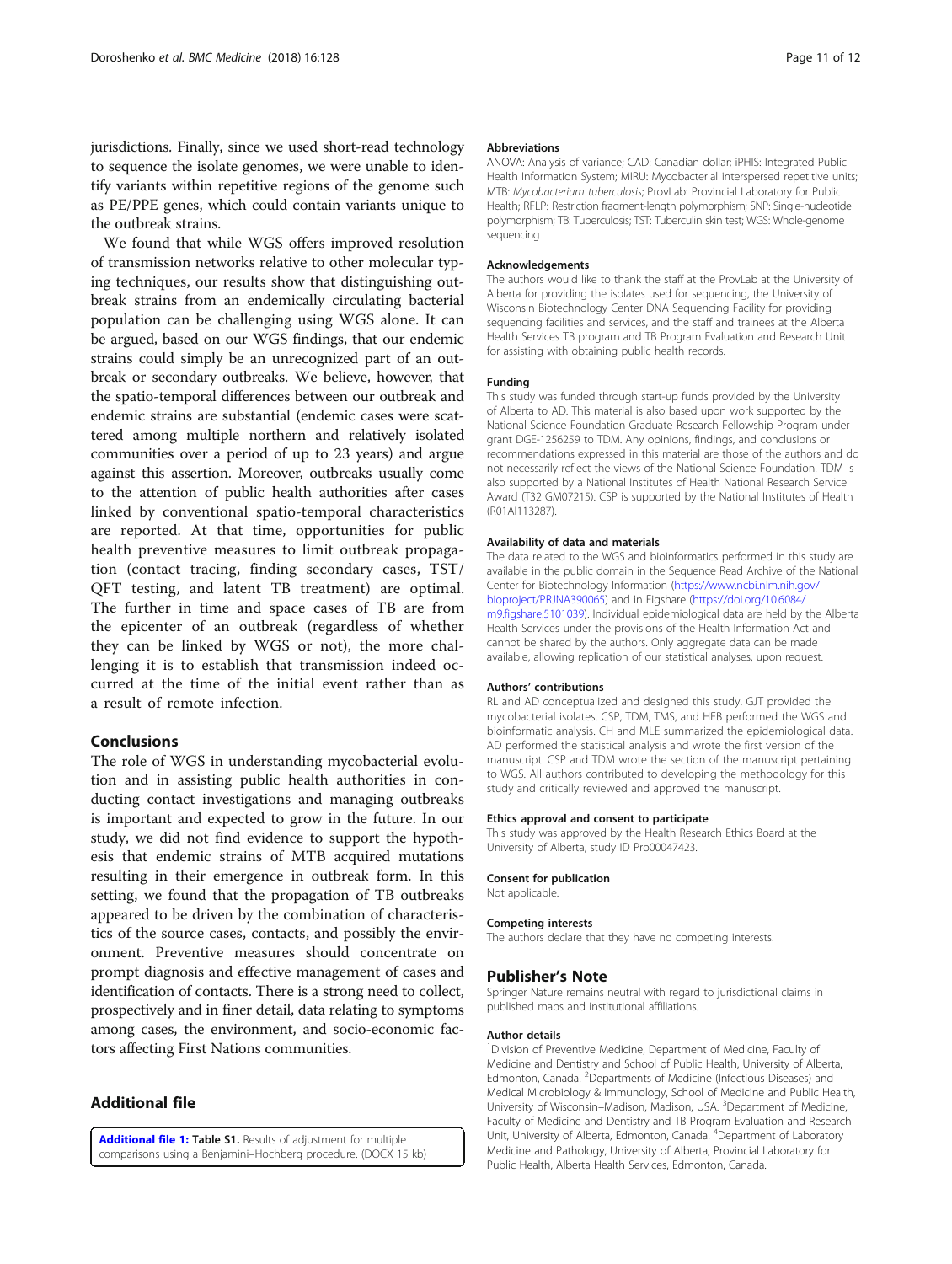jurisdictions. Finally, since we used short-read technology to sequence the isolate genomes, we were unable to identify variants within repetitive regions of the genome such as PE/PPE genes, which could contain variants unique to the outbreak strains.

We found that while WGS offers improved resolution of transmission networks relative to other molecular typing techniques, our results show that distinguishing outbreak strains from an endemically circulating bacterial population can be challenging using WGS alone. It can be argued, based on our WGS findings, that our endemic strains could simply be an unrecognized part of an outbreak or secondary outbreaks. We believe, however, that the spatio-temporal differences between our outbreak and endemic strains are substantial (endemic cases were scattered among multiple northern and relatively isolated communities over a period of up to 23 years) and argue against this assertion. Moreover, outbreaks usually come to the attention of public health authorities after cases linked by conventional spatio-temporal characteristics are reported. At that time, opportunities for public health preventive measures to limit outbreak propagation (contact tracing, finding secondary cases, TST/QFT testing, and latent TB treatment) are optimal. The further in time and space cases of TB are from the epicenter of an outbreak (regardless of whether they can be linked by WGS or not), the more challenging it is to establish that transmission indeed occurred at the time of the initial event rather than as a result of remote infection.

## Conclusions

The role of WGS in understanding mycobacterial evolution and in assisting public health authorities in conducting contact investigations and managing outbreaks is important and expected to grow in the future. In our study, we did not find evidence to support the hypothesis that endemic strains of MTB acquired mutations resulting in their emergence in outbreak form. In this setting, we found that the propagation of TB outbreaks appeared to be driven by the combination of characteristics of the source cases, contacts, and possibly the environment. Preventive measures should concentrate on prompt diagnosis and effective management of cases and identification of contacts. There is a strong need to collect, prospectively and in finer detail, data relating to symptoms among cases, the environment, and socio-economic factors affecting First Nations communities.

## Additional file

**Additional file 1: Table S1.** Results of adjustment for multiple comparisons using a Benjamini–Hochberg procedure. (DOCX 15 kb)

### Abbreviations

ANOVA: Analysis of variance; CAD: Canadian dollar; iPHIS: Integrated Public Health Information System; MIRU: Mycobacterial interspersed repetitive units; MTB: *Mycobacterium tuberculosis*; ProvLab: Provincial Laboratory for Public Health; RFLP: Restriction fragment-length polymorphism; SNP: Single-nucleotide polymorphism; TB: Tuberculosis; TST: Tuberculin skin test; WGS: Whole-genome sequencing

### Acknowledgements

The authors would like to thank the staff at the ProvLab at the University of Alberta for providing the isolates used for sequencing, the University of Wisconsin Biotechnology Center DNA Sequencing Facility for providing sequencing facilities and services, and the staff and trainees at the Alberta Health Services TB program and TB Program Evaluation and Research Unit for assisting with obtaining public health records.

### Funding

This study was funded through start-up funds provided by the University of Alberta to AD. This material is also based upon work supported by the National Science Foundation Graduate Research Fellowship Program under grant DGE-1256259 to TDM. Any opinions, findings, and conclusions or recommendations expressed in this material are those of the authors and do not necessarily reflect the views of the National Science Foundation. TDM is also supported by a National Institutes of Health National Research Service Award (T32 GM07215). CSP is supported by the National Institutes of Health (R01AI113287).

### Availability of data and materials

The data related to the WGS and bioinformatics performed in this study are available in the public domain in the Sequence Read Archive of the National Center for Biotechnology Information (https://www.ncbi.nlm.nih.gov/bioproject/PRJNA390065) and in Figshare (https://doi.org/10.6084/m9.figshare.5101039). Individual epidemiological data are held by the Alberta Health Services under the provisions of the Health Information Act and cannot be shared by the authors. Only aggregate data can be made available, allowing replication of our statistical analyses, upon request.

### Authors' contributions

RL and AD conceptualized and designed this study. GJT provided the mycobacterial isolates. CSP, TDM, TMS, and HEB performed the WGS and bioinformatic analysis. CH and MLE summarized the epidemiological data. AD performed the statistical analysis and wrote the first version of the manuscript. CSP and TDM wrote the section of the manuscript pertaining to WGS. All authors contributed to developing the methodology for this study and critically reviewed and approved the manuscript.

### Ethics approval and consent to participate

This study was approved by the Health Research Ethics Board at the University of Alberta, study ID Pro00047423.

### Consent for publication

Not applicable.

### Competing interests

The authors declare that they have no competing interests.

## Publisher's Note

Springer Nature remains neutral with regard to jurisdictional claims in published maps and institutional affiliations.

### Author details

[1]Division of Preventive Medicine, Department of Medicine, Faculty of Medicine and Dentistry and School of Public Health, University of Alberta, Edmonton, Canada. [2]Departments of Medicine (Infectious Diseases) and Medical Microbiology & Immunology, School of Medicine and Public Health, University of Wisconsin–Madison, Madison, USA. [3]Department of Medicine, Faculty of Medicine and Dentistry and TB Program Evaluation and Research Unit, University of Alberta, Edmonton, Canada. [4]Department of Laboratory Medicine and Pathology, University of Alberta, Provincial Laboratory for Public Health, Alberta Health Services, Edmonton, Canada.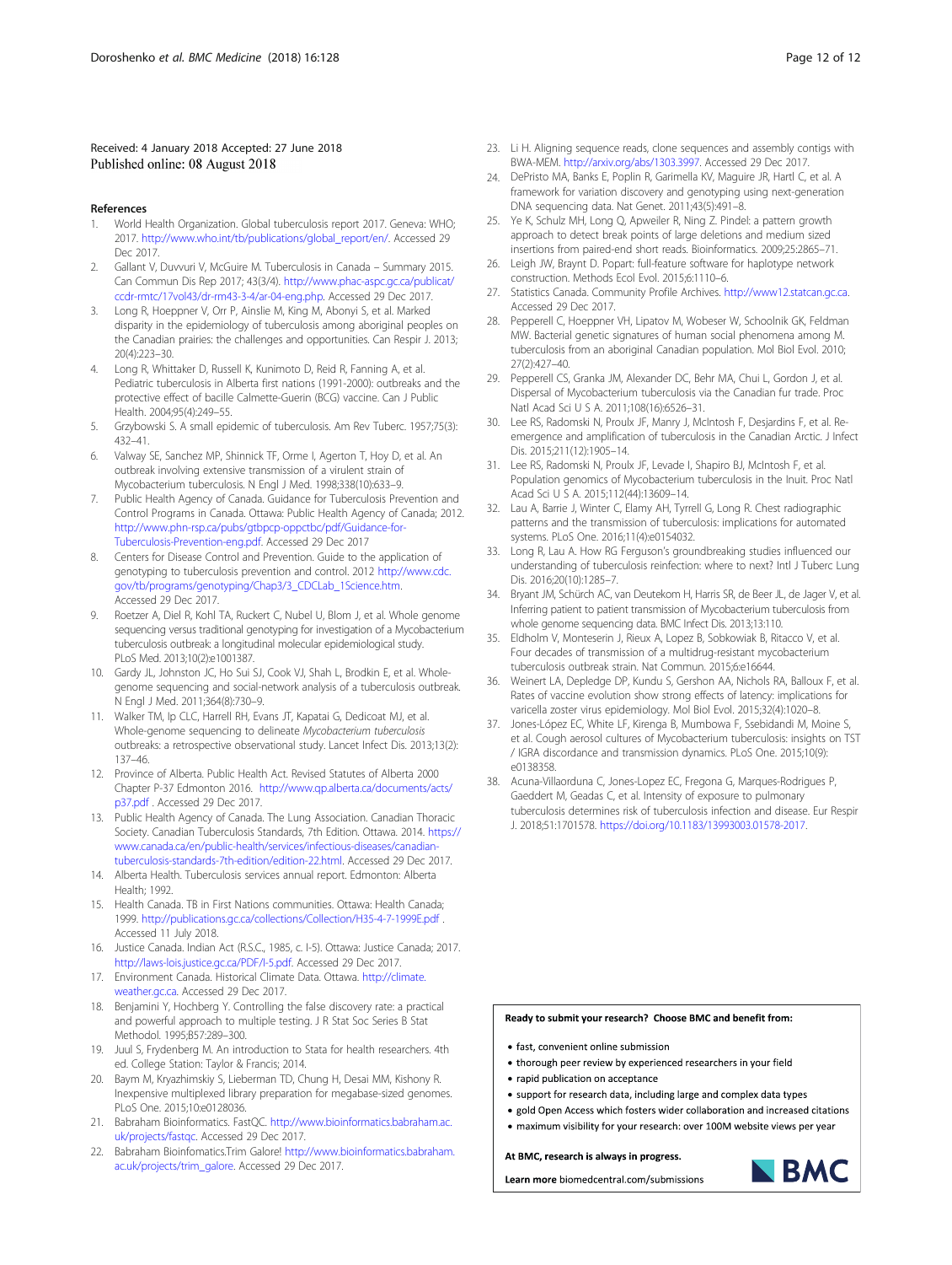Received: 4 January 2018 Accepted: 27 June 2018
Published online: 08 August 2018

## References

1. World Health Organization. Global tuberculosis report 2017. Geneva: WHO; 2017. http://www.who.int/tb/publications/global_report/en/. Accessed 29 Dec 2017.
2. Gallant V, Duvvuri V, McGuire M. Tuberculosis in Canada – Summary 2015. Can Commun Dis Rep 2017; 43(3/4). http://www.phac-aspc.gc.ca/publicat/ccdr-rmtc/17vol43/dr-rm43-3-4/ar-04-eng.php. Accessed 29 Dec 2017.
3. Long R, Hoeppner V, Orr P, Ainslie M, King M, Abonyi S, et al. Marked disparity in the epidemiology of tuberculosis among aboriginal peoples on the Canadian prairies: the challenges and opportunities. Can Respir J. 2013; 20(4):223–30.
4. Long R, Whittaker D, Russell K, Kunimoto D, Reid R, Fanning A, et al. Pediatric tuberculosis in Alberta first nations (1991-2000): outbreaks and the protective effect of bacille Calmette-Guerin (BCG) vaccine. Can J Public Health. 2004;95(4):249–55.
5. Grzybowski S. A small epidemic of tuberculosis. Am Rev Tuberc. 1957;75(3): 432–41.
6. Valway SE, Sanchez MP, Shinnick TF, Orme I, Agerton T, Hoy D, et al. An outbreak involving extensive transmission of a virulent strain of Mycobacterium tuberculosis. N Engl J Med. 1998;338(10):633–9.
7. Public Health Agency of Canada. Guidance for Tuberculosis Prevention and Control Programs in Canada. Ottawa: Public Health Agency of Canada; 2012. http://www.phn-rsp.ca/pubs/gtbpcp-oppctbc/pdf/Guidance-for-Tuberculosis-Prevention-eng.pdf. Accessed 29 Dec 2017
8. Centers for Disease Control and Prevention. Guide to the application of genotyping to tuberculosis prevention and control. 2012 http://www.cdc.gov/tb/programs/genotyping/Chap3/3_CDCLab_1Science.htm. Accessed 29 Dec 2017.
9. Roetzer A, Diel R, Kohl TA, Ruckert C, Nubel U, Blom J, et al. Whole genome sequencing versus traditional genotyping for investigation of a Mycobacterium tuberculosis outbreak: a longitudinal molecular epidemiological study. PLoS Med. 2013;10(2):e1001387.
10. Gardy JL, Johnston JC, Ho Sui SJ, Cook VJ, Shah L, Brodkin E, et al. Whole-genome sequencing and social-network analysis of a tuberculosis outbreak. N Engl J Med. 2011;364(8):730–9.
11. Walker TM, Ip CLC, Harrell RH, Evans JT, Kapatai G, Dedicoat MJ, et al. Whole-genome sequencing to delineate *Mycobacterium tuberculosis* outbreaks: a retrospective observational study. Lancet Infect Dis. 2013;13(2): 137–46.
12. Province of Alberta. Public Health Act. Revised Statutes of Alberta 2000 Chapter P-37 Edmonton 2016. http://www.qp.alberta.ca/documents/acts/p37.pdf . Accessed 29 Dec 2017.
13. Public Health Agency of Canada. The Lung Association. Canadian Thoracic Society. Canadian Tuberculosis Standards, 7th Edition. Ottawa. 2014. https://www.canada.ca/en/public-health/services/infectious-diseases/canadian-tuberculosis-standards-7th-edition/edition-22.html. Accessed 29 Dec 2017.
14. Alberta Health. Tuberculosis services annual report. Edmonton: Alberta Health; 1992.
15. Health Canada. TB in First Nations communities. Ottawa: Health Canada; 1999. http://publications.gc.ca/collections/Collection/H35-4-7-1999E.pdf . Accessed 11 July 2018.
16. Justice Canada. Indian Act (R.S.C., 1985, c. I-5). Ottawa: Justice Canada; 2017. http://laws-lois.justice.gc.ca/PDF/I-5.pdf. Accessed 29 Dec 2017.
17. Environment Canada. Historical Climate Data. Ottawa. http://climate.weather.gc.ca. Accessed 29 Dec 2017.
18. Benjamini Y, Hochberg Y. Controlling the false discovery rate: a practical and powerful approach to multiple testing. J R Stat Soc Series B Stat Methodol. 1995;B57:289–300.
19. Juul S, Frydenberg M. An introduction to Stata for health researchers. 4th ed. College Station: Taylor & Francis; 2014.
20. Baym M, Kryazhimskiy S, Lieberman TD, Chung H, Desai MM, Kishony R. Inexpensive multiplexed library preparation for megabase-sized genomes. PLoS One. 2015;10:e0128036.
21. Babraham Bioinformatics. FastQC. http://www.bioinformatics.babraham.ac.uk/projects/fastqc. Accessed 29 Dec 2017.
22. Babraham Bioinformatics.Trim Galore! http://www.bioinformatics.babraham.ac.uk/projects/trim_galore. Accessed 29 Dec 2017.
23. Li H. Aligning sequence reads, clone sequences and assembly contigs with BWA-MEM. http://arxiv.org/abs/1303.3997. Accessed 29 Dec 2017.
24. DePristo MA, Banks E, Poplin R, Garimella KV, Maguire JR, Hartl C, et al. A framework for variation discovery and genotyping using next-generation DNA sequencing data. Nat Genet. 2011;43(5):491–8.
25. Ye K, Schulz MH, Long Q, Apweiler R, Ning Z. Pindel: a pattern growth approach to detect break points of large deletions and medium sized insertions from paired-end short reads. Bioinformatics. 2009;25:2865–71.
26. Leigh JW, Braynt D. Popart: full-feature software for haplotype network construction. Methods Ecol Evol. 2015;6:1110–6.
27. Statistics Canada. Community Profile Archives. http://www12.statcan.gc.ca. Accessed 29 Dec 2017.
28. Pepperell C, Hoeppner VH, Lipatov M, Wobeser W, Schoolnik GK, Feldman MW. Bacterial genetic signatures of human social phenomena among M. tuberculosis from an aboriginal Canadian population. Mol Biol Evol. 2010; 27(2):427–40.
29. Pepperell CS, Granka JM, Alexander DC, Behr MA, Chui L, Gordon J, et al. Dispersal of Mycobacterium tuberculosis via the Canadian fur trade. Proc Natl Acad Sci U S A. 2011;108(16):6526–31.
30. Lee RS, Radomski N, Proulx JF, Manry J, McIntosh F, Desjardins F, et al. Re-emergence and amplification of tuberculosis in the Canadian Arctic. J Infect Dis. 2015;211(12):1905–14.
31. Lee RS, Radomski N, Proulx JF, Levade I, Shapiro BJ, McIntosh F, et al. Population genomics of Mycobacterium tuberculosis in the Inuit. Proc Natl Acad Sci U S A. 2015;112(44):13609–14.
32. Lau A, Barrie J, Winter C, Elamy AH, Tyrrell G, Long R. Chest radiographic patterns and the transmission of tuberculosis: implications for automated systems. PLoS One. 2016;11(4):e0154032.
33. Long R, Lau A. How RG Ferguson's groundbreaking studies influenced our understanding of tuberculosis reinfection: where to next? Intl J Tuberc Lung Dis. 2016;20(10):1285–7.
34. Bryant JM, Schürch AC, van Deutekom H, Harris SR, de Beer JL, de Jager V, et al. Inferring patient to patient transmission of Mycobacterium tuberculosis from whole genome sequencing data. BMC Infect Dis. 2013;13:110.
35. Eldholm V, Monteserin J, Rieux A, Lopez B, Sobkowiak B, Ritacco V, et al. Four decades of transmission of a multidrug-resistant mycobacterium tuberculosis outbreak strain. Nat Commun. 2015;6:e16644.
36. Weinert LA, Depledge DP, Kundu S, Gershon AA, Nichols RA, Balloux F, et al. Rates of vaccine evolution show strong effects of latency: implications for varicella zoster virus epidemiology. Mol Biol Evol. 2015;32(4):1020–8.
37. Jones-López EC, White LF, Kirenga B, Mumbowa F, Ssebidandi M, Moine S, et al. Cough aerosol cultures of Mycobacterium tuberculosis: insights on TST / IGRA discordance and transmission dynamics. PLoS One. 2015;10(9): e0138358.
38. Acuna-Villaorduna C, Jones-Lopez EC, Fregona G, Marques-Rodrigues P, Gaeddert M, Geadas C, et al. Intensity of exposure to pulmonary tuberculosis determines risk of tuberculosis infection and disease. Eur Respir J. 2018;51:1701578. https://doi.org/10.1183/13993003.01578-2017.

**Ready to submit your research? Choose BMC and benefit from:**

- fast, convenient online submission
- thorough peer review by experienced researchers in your field
- rapid publication on acceptance
- support for research data, including large and complex data types
- gold Open Access which fosters wider collaboration and increased citations
- maximum visibility for your research: over 100M website views per year

**At BMC, research is always in progress.**

**Learn more** biomedcentral.com/submissions